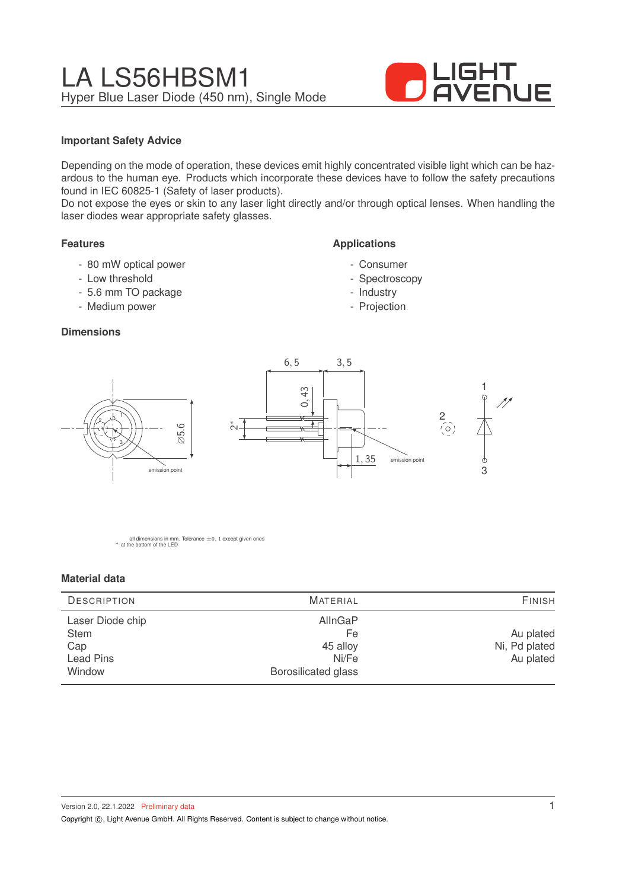# LA LS56HBSM1

Hyper Blue Laser Diode (450 nm), Single Mode

### Important Safety Advice

Depending on the mode of operation, these devices emit highly concentrated visible light which can be hazardous to the human eye. Products which incorporate these devices have to follow the safety precautions found in IEC 60825-1 (Safety of laser products).
Do not expose the eyes or skin to any laser light directly and/or through optical lenses. When handling the laser diodes wear appropriate safety glasses.

### Features

- 80 mW optical power
- Low threshold
- 5.6 mm TO package
- Medium power

### Applications

- Consumer
- Spectroscopy
- Industry
- Projection

### Dimensions

all dimensions in mm. Tolerance $\pm 0,1$ except given ones
\* at the bottom of the LED

### Material data

| Description | Material | Finish |
|---|---|---|
| Laser Diode chip | AlInGaP | |
| Stem | Fe | Au plated |
| Cap | 45 alloy | Ni, Pd plated |
| Lead Pins | Ni/Fe | Au plated |
| Window | Borosilicated glass | |

Version 2.0, 22.1.2022 Preliminary data

Copyright ©, Light Avenue GmbH. All Rights Reserved. Content is subject to change without notice.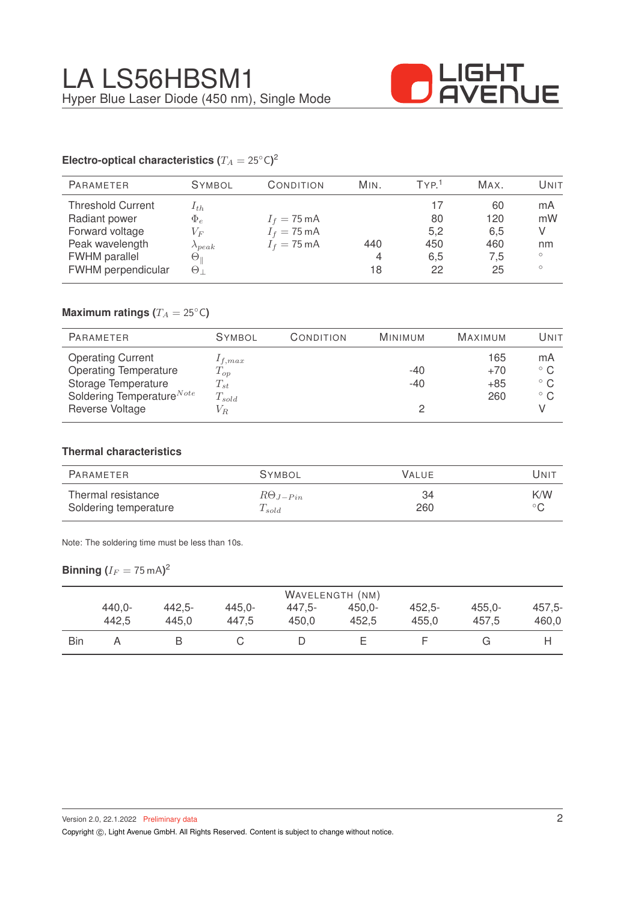# LA LS56HBSM1

Hyper Blue Laser Diode (450 nm), Single Mode

### Electro-optical characteristics ($T_A = 25^{\circ}$C)[2]

| Parameter | Symbol | Condition | Min. | Typ.[1] | Max. | Unit |
|---|---|---|---|---|---|---|
| Threshold Current | $I_{th}$ | | | 17 | 60 | mA |
| Radiant power | $\Phi_e$ | $I_f = 75$ mA | | 80 | 120 | mW |
| Forward voltage | $V_F$ | $I_f = 75$ mA | | 5,2 | 6,5 | V |
| Peak wavelength | $\lambda_{peak}$ | $I_f = 75$ mA | 440 | 450 | 460 | nm |
| FWHM parallel | $\Theta_{\parallel}$ | | 4 | 6,5 | 7,5 | ° |
| FWHM perpendicular | $\Theta_{\perp}$ | | 18 | 22 | 25 | ° |

### Maximum ratings ($T_A = 25^{\circ}$C)

| Parameter | Symbol | Condition | Minimum | Maximum | Unit |
|---|---|---|---|---|---|
| Operating Current | $I_{f,max}$ | | | 165 | mA |
| Operating Temperature | $T_{op}$ | | -40 | +70 | ° C |
| Storage Temperature | $T_{st}$ | | -40 | +85 | ° C |
| Soldering Temperature[Note] | $T_{sold}$ | | | 260 | ° C |
| Reverse Voltage | $V_R$ | | 2 | | V |

### Thermal characteristics

| Parameter | Symbol | Value | Unit |
|---|---|---|---|
| Thermal resistance | $R\Theta_{J-Pin}$ | 34 | K/W |
| Soldering temperature | $T_{sold}$ | 260 | °C |

Note: The soldering time must be less than 10s.

### Binning ($I_F = 75$ mA)[2]

| | Wavelength (nm) | | | | | | | |
|---|---|---|---|---|---|---|---|---|
| | 440,0-442,5 | 442,5-445,0 | 445,0-447,5 | 447,5-450,0 | 450,0-452,5 | 452,5-455,0 | 455,0-457,5 | 457,5-460,0 |
| Bin | A | B | C | D | E | F | G | H |

Version 2.0, 22.1.2022 Preliminary data

Copyright ©, Light Avenue GmbH. All Rights Reserved. Content is subject to change without notice.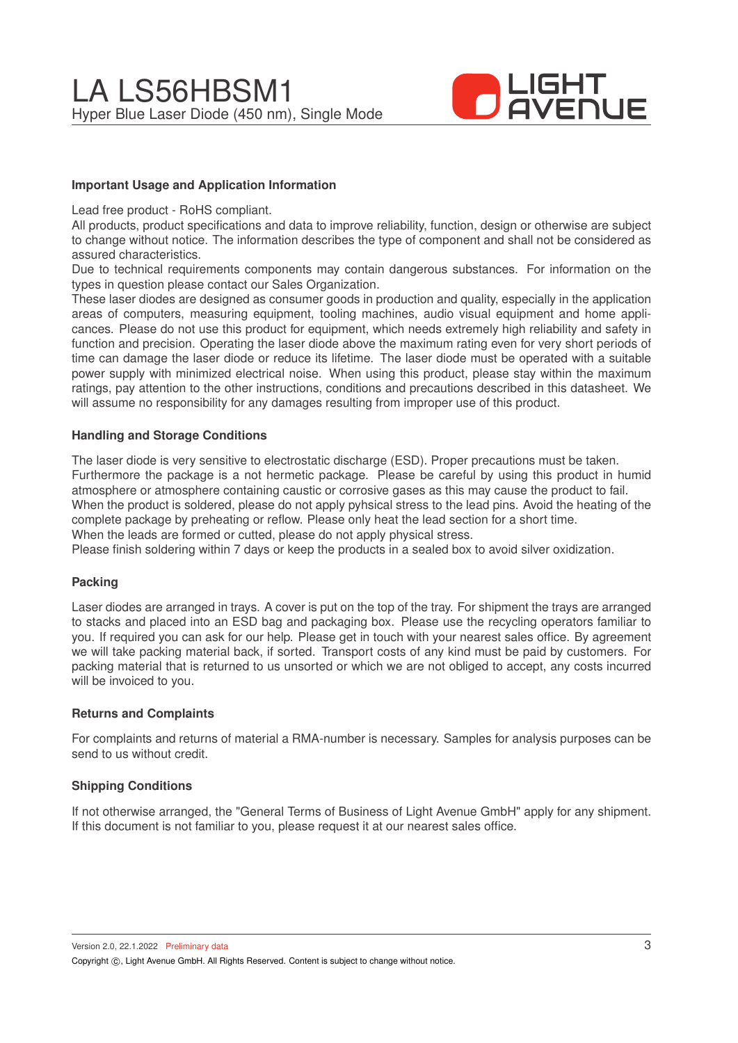## Important Usage and Application Information

Lead free product - RoHS compliant.
All products, product specifications and data to improve reliability, function, design or otherwise are subject to change without notice. The information describes the type of component and shall not be considered as assured characteristics.
Due to technical requirements components may contain dangerous substances. For information on the types in question please contact our Sales Organization.
These laser diodes are designed as consumer goods in production and quality, especially in the application areas of computers, measuring equipment, tooling machines, audio visual equipment and home applicances. Please do not use this product for equipment, which needs extremely high reliability and safety in function and precision. Operating the laser diode above the maximum rating even for very short periods of time can damage the laser diode or reduce its lifetime. The laser diode must be operated with a suitable power supply with minimized electrical noise. When using this product, please stay within the maximum ratings, pay attention to the other instructions, conditions and precautions described in this datasheet. We will assume no responsibility for any damages resulting from improper use of this product.

## Handling and Storage Conditions

The laser diode is very sensitive to electrostatic discharge (ESD). Proper precautions must be taken.
Furthermore the package is a not hermetic package. Please be careful by using this product in humid atmosphere or atmosphere containing caustic or corrosive gases as this may cause the product to fail.
When the product is soldered, please do not apply pyhsical stress to the lead pins. Avoid the heating of the complete package by preheating or reflow. Please only heat the lead section for a short time.
When the leads are formed or cutted, please do not apply physical stress.
Please finish soldering within 7 days or keep the products in a sealed box to avoid silver oxidization.

## Packing

Laser diodes are arranged in trays. A cover is put on the top of the tray. For shipment the trays are arranged to stacks and placed into an ESD bag and packaging box. Please use the recycling operators familiar to you. If required you can ask for our help. Please get in touch with your nearest sales office. By agreement we will take packing material back, if sorted. Transport costs of any kind must be paid by customers. For packing material that is returned to us unsorted or which we are not obliged to accept, any costs incurred will be invoiced to you.

## Returns and Complaints

For complaints and returns of material a RMA-number is necessary. Samples for analysis purposes can be send to us without credit.

## Shipping Conditions

If not otherwise arranged, the "General Terms of Business of Light Avenue GmbH" apply for any shipment. If this document is not familiar to you, please request it at our nearest sales office.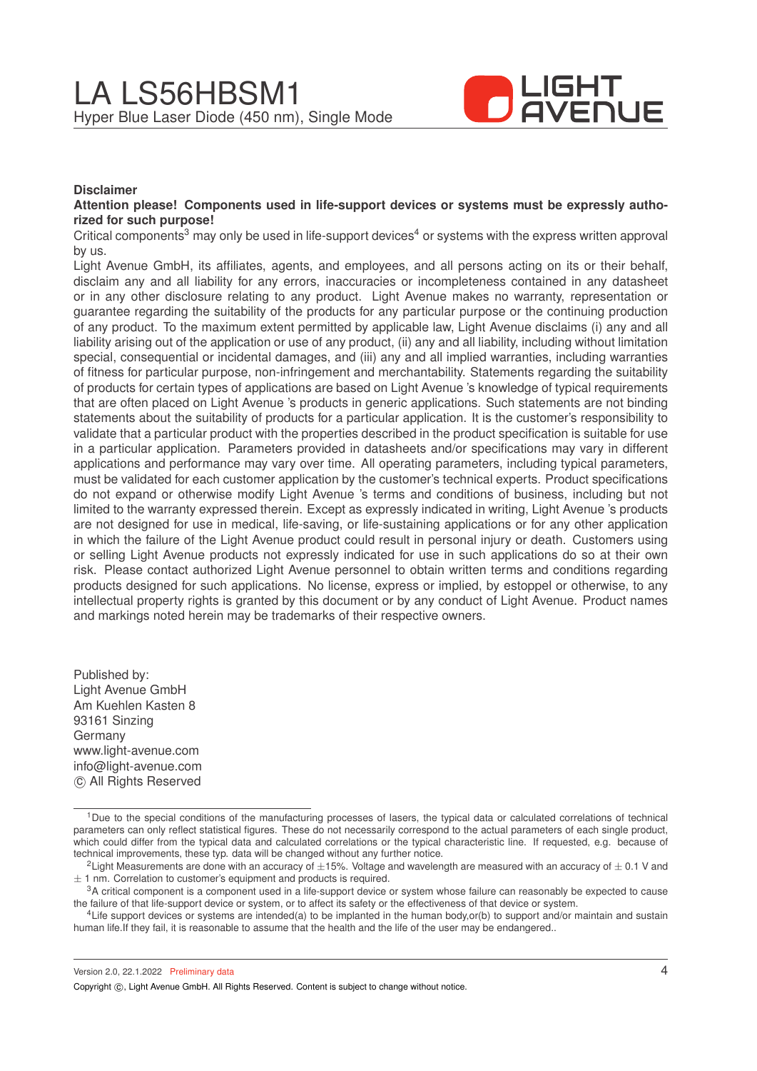## Disclaimer

**Attention please! Components used in life-support devices or systems must be expressly authorized for such purpose!**

Critical components[3] may only be used in life-support devices[4] or systems with the express written approval by us.

Light Avenue GmbH, its affiliates, agents, and employees, and all persons acting on its or their behalf, disclaim any and all liability for any errors, inaccuracies or incompleteness contained in any datasheet or in any other disclosure relating to any product. Light Avenue makes no warranty, representation or guarantee regarding the suitability of the products for any particular purpose or the continuing production of any product. To the maximum extent permitted by applicable law, Light Avenue disclaims (i) any and all liability arising out of the application or use of any product, (ii) any and all liability, including without limitation special, consequential or incidental damages, and (iii) any and all implied warranties, including warranties of fitness for particular purpose, non-infringement and merchantability. Statements regarding the suitability of products for certain types of applications are based on Light Avenue 's knowledge of typical requirements that are often placed on Light Avenue 's products in generic applications. Such statements are not binding statements about the suitability of products for a particular application. It is the customer's responsibility to validate that a particular product with the properties described in the product specification is suitable for use in a particular application. Parameters provided in datasheets and/or specifications may vary in different applications and performance may vary over time. All operating parameters, including typical parameters, must be validated for each customer application by the customer's technical experts. Product specifications do not expand or otherwise modify Light Avenue 's terms and conditions of business, including but not limited to the warranty expressed therein. Except as expressly indicated in writing, Light Avenue 's products are not designed for use in medical, life-saving, or life-sustaining applications or for any other application in which the failure of the Light Avenue product could result in personal injury or death. Customers using or selling Light Avenue products not expressly indicated for use in such applications do so at their own risk. Please contact authorized Light Avenue personnel to obtain written terms and conditions regarding products designed for such applications. No license, express or implied, by estoppel or otherwise, to any intellectual property rights is granted by this document or by any conduct of Light Avenue. Product names and markings noted herein may be trademarks of their respective owners.

Published by:
Light Avenue GmbH
Am Kuehlen Kasten 8
93161 Sinzing
Germany
www.light-avenue.com
info@light-avenue.com
© All Rights Reserved

[1] Due to the special conditions of the manufacturing processes of lasers, the typical data or calculated correlations of technical parameters can only reflect statistical figures. These do not necessarily correspond to the actual parameters of each single product, which could differ from the typical data and calculated correlations or the typical characteristic line. If requested, e.g. because of technical improvements, these typ. data will be changed without any further notice.

[2] Light Measurements are done with an accuracy of $\pm$15%. Voltage and wavelength are measured with an accuracy of $\pm$ 0.1 V and $\pm$ 1 nm. Correlation to customer's equipment and products is required.

[3] A critical component is a component used in a life-support device or system whose failure can reasonably be expected to cause the failure of that life-support device or system, or to affect its safety or the effectiveness of that device or system.

[4] Life support devices or systems are intended(a) to be implanted in the human body,or(b) to support and/or maintain and sustain human life.If they fail, it is reasonable to assume that the health and the life of the user may be endangered..